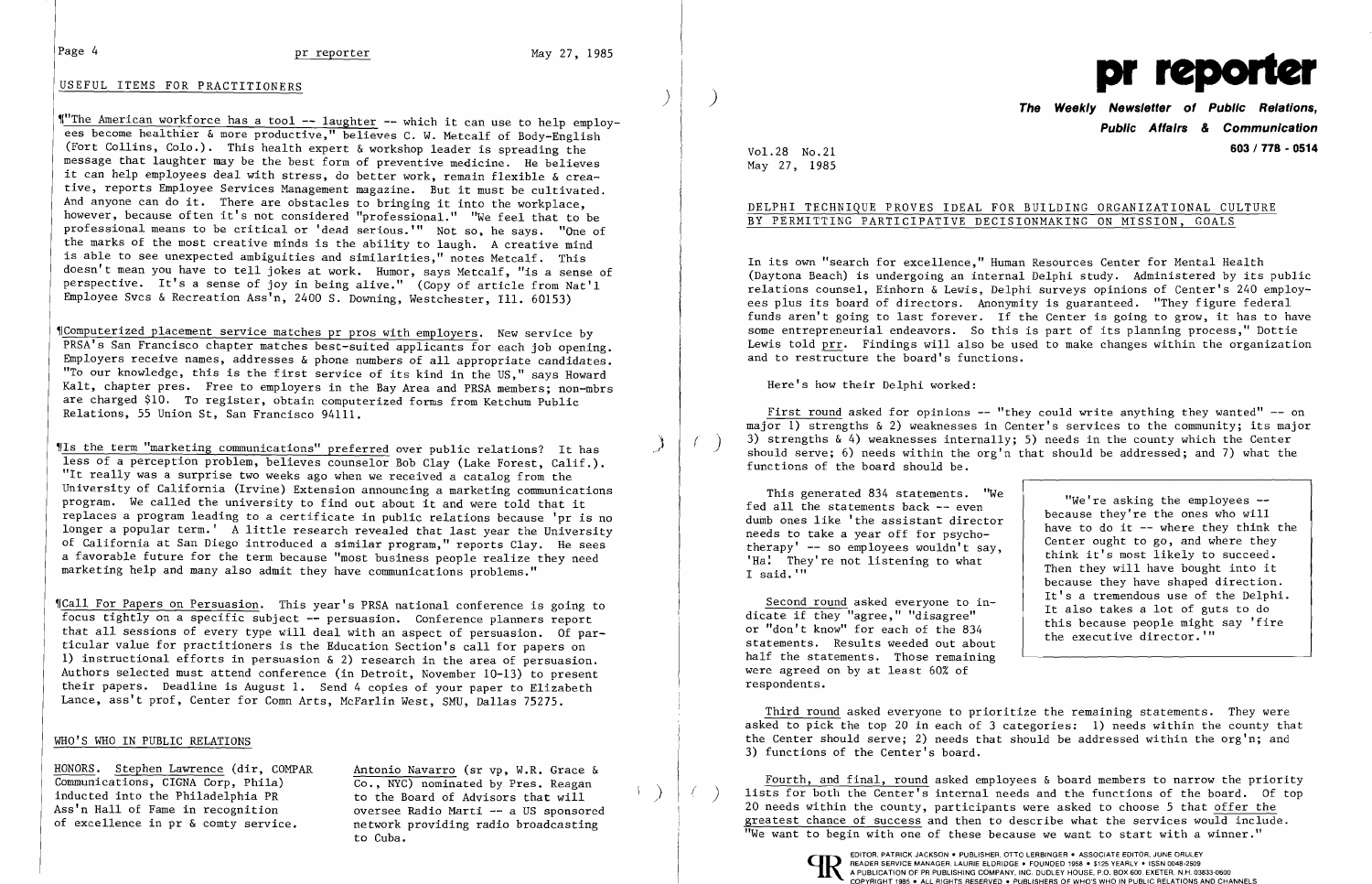## USEFUL ITEMS FOR PRACTITIONERS

¶"The American workforce has a tool -- laughter -- which it can use to help employees become healthier & more productive," believes C. W. Metcalf of Body-English (Fort Collins, Colo.). This health expert & workshop leader is spreading the message that laughter may be the best form of preventive medicine. He believes it can help employees deal with stress, do better work, remain flexible & creative, reports Employee Services Management magazine. But it must be cultivated. And anyone can do it. There are obstacles to bringing it into the workplace, however, because often it's not considered "professional." "We feel that to be professional means to be critical or 'dead serious.'" Not so, he says. "One of the marks of the most creative minds is the ability to laugh. A creative mind is able to see unexpected ambiguities and similarities," notes Metcalf. This doesn't mean you have to tell jokes at work. Humor, says Metcalf, "is a sense of perspective. It's a sense of joy in being alive." (Copy of article from Nat'l Employee Svcs & Recreation Ass'n, 2400 S. Downing, Westchester, Ill. 60153)

¶Computerized placement service matches pr pros with employers. New service by PRSA's San Francisco chapter matches best-suited applicants for each job opening. Employers receive names, addresses & phone numbers of all appropriate candidates. "To our knowledge, this is the first service of its kind in the US," says Howard Kalt, chapter pres. Free to employers in the Bay Area and PRSA members; non-mbrs are charged $10. To register, obtain computerized forms from Ketchum Public Relations, 55 Union St, San Francisco 94111.

¶Is the term "marketing communications" preferred over public relations? It has less of a perception problem, believes counselor Bob Clay (Lake Forest, Calif.). "It really was a surprise two weeks ago when we received a catalog from the University of California (Irvine) Extension announcing a marketing communications program. We called the university to find out about it and were told that it replaces a program leading to a certificate in public relations because 'pr is no longer a popular term.' A little research revealed that last year the University of California at San Diego introduced a similar program," reports Clay. He sees a favorable future for the term because "most business people realize they need marketing help and many also admit they have communications problems."

¶Call For Papers on Persuasion. This year's PRSA national conference is going to focus tightly on a specific subject -- persuasion. Conference planners report that all sessions of every type will deal with an aspect of persuasion. Of particular value for practitioners is the Education Section's call for papers on 1) instructional efforts in persuasion & 2) research in the area of persuasion. Authors selected must attend conference (in Detroit, November 10-13) to present their papers. Deadline is August 1. Send 4 copies of your paper to Elizabeth Lance, ass't prof, Center for Comn Arts, McFarlin West, SMU, Dallas 75275.

## WHO'S WHO IN PUBLIC RELATIONS

HONORS. Stephen Lawrence (dir, COMPAR Communications, CIGNA Corp, Phila) inducted into the Philadelphia PR Ass'n Hall of Fame in recognition of excellence in pr & comty service.

Antonio Navarro (sr vp, W.R. Grace & Co., NYC) nominated by Pres. Reagan to the Board of Advisors that will oversee Radio Marti -- a US sponsored network providing radio broadcasting to Cuba.

# pr reporter

**The Weekly Newsletter of Public Relations, Public Affairs & Communication**

**603 / 778 - 0514**

Vol.28 No.21
May 27, 1985

## DELPHI TECHNIQUE PROVES IDEAL FOR BUILDING ORGANIZATIONAL CULTURE BY PERMITTING PARTICIPATIVE DECISIONMAKING ON MISSION, GOALS

In its own "search for excellence," Human Resources Center for Mental Health (Daytona Beach) is undergoing an internal Delphi study. Administered by its public relations counsel, Einhorn & Lewis, Delphi surveys opinions of Center's 240 employees plus its board of directors. Anonymity is guaranteed. "They figure federal funds aren't going to last forever. If the Center is going to grow, it has to have some entrepreneurial endeavors. So this is part of its planning process," Dottie Lewis told prr. Findings will also be used to make changes within the organization and to restructure the board's functions.

Here's how their Delphi worked:

First round asked for opinions -- "they could write anything they wanted" -- on major 1) strengths & 2) weaknesses in Center's services to the community; its major 3) strengths & 4) weaknesses internally; 5) needs in the county which the Center should serve; 6) needs within the org'n that should be addressed; and 7) what the functions of the board should be.

This generated 834 statements. "We fed all the statements back -- even dumb ones like 'the assistant director needs to take a year off for psychotherapy' -- so employees wouldn't say, 'Ha! They're not listening to what I said.'"

> "We're asking the employees -- because they're the ones who will have to do it -- where they think the Center ought to go, and where they think it's most likely to succeed. Then they will have bought into it because they have shaped direction. It's a tremendous use of the Delphi. It also takes a lot of guts to do this because people might say 'fire the executive director.'"

Second round asked everyone to indicate if they "agree," "disagree" or "don't know" for each of the 834 statements. Results weeded out about half the statements. Those remaining were agreed on by at least 60% of respondents.

Third round asked everyone to prioritize the remaining statements. They were asked to pick the top 20 in each of 3 categories: 1) needs within the county that the Center should serve; 2) needs that should be addressed within the org'n; and 3) functions of the Center's board.

Fourth, and final, round asked employees & board members to narrow the priority lists for both the Center's internal needs and the functions of the board. Of top 20 needs within the county, participants were asked to choose 5 that offer the greatest chance of success and then to describe what the services would include. "We want to begin with one of these because we want to start with a winner."

EDITOR, PATRICK JACKSON • PUBLISHER, OTTO LERBINGER • ASSOCIATE EDITOR, JUNE DRULEY
READER SERVICE MANAGER, LAURIE ELDRIDGE • FOUNDED 1958 • $125 YEARLY • ISSN 0048-2609
A PUBLICATION OF PR PUBLISHING COMPANY, INC. DUDLEY HOUSE, P.O. BOX 600, EXETER, N.H. 03833-0600
COPYRIGHT 1985 • ALL RIGHTS RESERVED • PUBLISHERS OF WHO'S WHO IN PUBLIC RELATIONS AND CHANNELS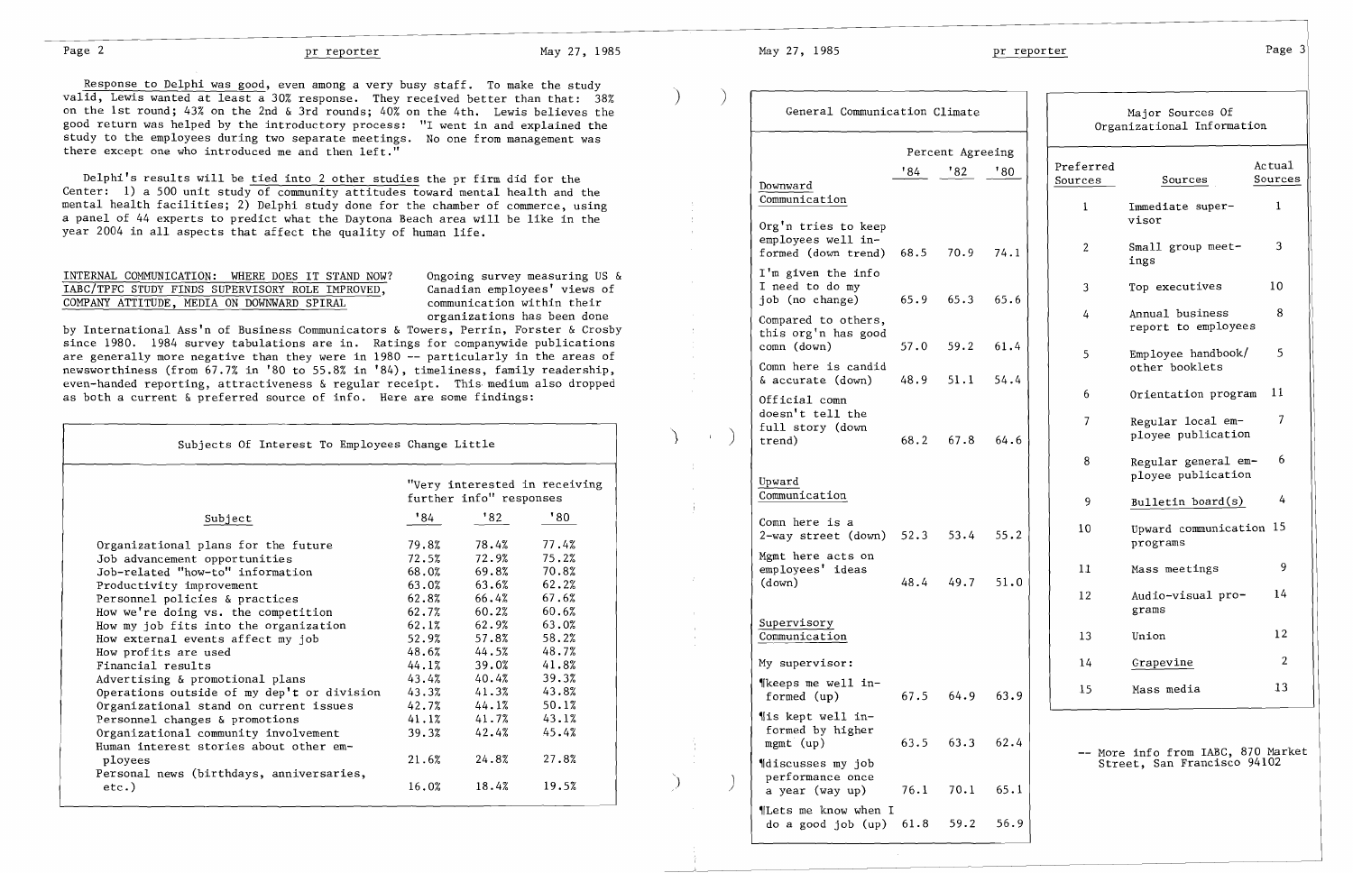Response to Delphi was good, even among a very busy staff. To make the study valid, Lewis wanted at least a 30% response. They received better than that: 38% on the 1st round; 43% on the 2nd & 3rd rounds; 40% on the 4th. Lewis believes the good return was helped by the introductory process: "I went in and explained the study to the employees during two separate meetings. No one from management was there except one who introduced me and then left."

Delphi's results will be tied into 2 other studies the pr firm did for the Center: 1) a 500 unit study of community attitudes toward mental health and the mental health facilities; 2) Delphi study done for the chamber of commerce, using a panel of 44 experts to predict what the Daytona Beach area will be like in the year 2004 in all aspects that affect the quality of human life.

## INTERNAL COMMUNICATION: WHERE DOES IT STAND NOW? IABC/TPFC STUDY FINDS SUPERVISORY ROLE IMPROVED, COMPANY ATTITUDE, MEDIA ON DOWNWARD SPIRAL

Ongoing survey measuring US & Canadian employees' views of communication within their organizations has been done by International Ass'n of Business Communicators & Towers, Perrin, Forster & Crosby since 1980. 1984 survey tabulations are in. Ratings for companywide publications are generally more negative than they were in 1980 -- particularly in the areas of newsworthiness (from 67.7% in '80 to 55.8% in '84), timeliness, family readership, even-handed reporting, attractiveness & regular receipt. This medium also dropped as both a current & preferred source of info. Here are some findings:

**Subjects Of Interest To Employees Change Little**

| Subject | "Very interested in receiving further info" responses | | |
|---|---|---|---|
| | '84 | '82 | '80 |
| Organizational plans for the future | 79.8% | 78.4% | 77.4% |
| Job advancement opportunities | 72.5% | 72.9% | 75.2% |
| Job-related "how-to" information | 68.0% | 69.8% | 70.8% |
| Productivity improvement | 63.0% | 63.6% | 62.2% |
| Personnel policies & practices | 62.8% | 66.4% | 67.6% |
| How we're doing vs. the competition | 62.7% | 60.2% | 60.6% |
| How my job fits into the organization | 62.1% | 62.9% | 63.0% |
| How external events affect my job | 52.9% | 57.8% | 58.2% |
| How profits are used | 48.6% | 44.5% | 48.7% |
| Financial results | 44.1% | 39.0% | 41.8% |
| Advertising & promotional plans | 43.4% | 40.4% | 39.3% |
| Operations outside of my dep't or division | 43.3% | 41.3% | 43.8% |
| Organizational stand on current issues | 42.7% | 44.1% | 50.1% |
| Personnel changes & promotions | 41.1% | 41.7% | 43.1% |
| Organizational community involvement | 39.3% | 42.4% | 45.4% |
| Human interest stories about other employees | 21.6% | 24.8% | 27.8% |
| Personal news (birthdays, anniversaries, etc.) | 16.0% | 18.4% | 19.5% |

**General Communication Climate**

| | Percent Agreeing | | |
|---|---|---|---|
| | '84 | '82 | '80 |
| **Downward Communication** | | | |
| Org'n tries to keep employees well informed (down trend) | 68.5 | 70.9 | 74.1 |
| I'm given the info I need to do my job (no change) | 65.9 | 65.3 | 65.6 |
| Compared to others, this org'n has good comn (down) | 57.0 | 59.2 | 61.4 |
| Comn here is candid & accurate (down) | 48.9 | 51.1 | 54.4 |
| Official comn doesn't tell the full story (down trend) | 68.2 | 67.8 | 64.6 |
| **Upward Communication** | | | |
| Comn here is a 2-way street (down) | 52.3 | 53.4 | 55.2 |
| Mgmt here acts on employees' ideas (down) | 48.4 | 49.7 | 51.0 |
| **Supervisory Communication** | | | |
| My supervisor: | | | |
| ¶keeps me well informed (up) | 67.5 | 64.9 | 63.9 |
| ¶is kept well informed by higher mgmt (up) | 63.5 | 63.3 | 62.4 |
| ¶discusses my job performance once a year (way up) | 76.1 | 70.1 | 65.1 |
| ¶Lets me know when I do a good job (up) | 61.8 | 59.2 | 56.9 |

**Major Sources Of Organizational Information**

| Preferred Sources | Sources | Actual Sources |
|---|---|---|
| 1 | Immediate supervisor | 1 |
| 2 | Small group meetings | 3 |
| 3 | Top executives | 10 |
| 4 | Annual business report to employees | 8 |
| 5 | Employee handbook/ other booklets | 5 |
| 6 | Orientation program | 11 |
| 7 | Regular local employee publication | 7 |
| 8 | Regular general employee publication | 6 |
| 9 | Bulletin board(s) | 4 |
| 10 | Upward communication programs | 15 |
| 11 | Mass meetings | 9 |
| 12 | Audio-visual programs | 14 |
| 13 | Union | 12 |
| 14 | Grapevine | 2 |
| 15 | Mass media | 13 |

-- More info from IABC, 870 Market Street, San Francisco 94102